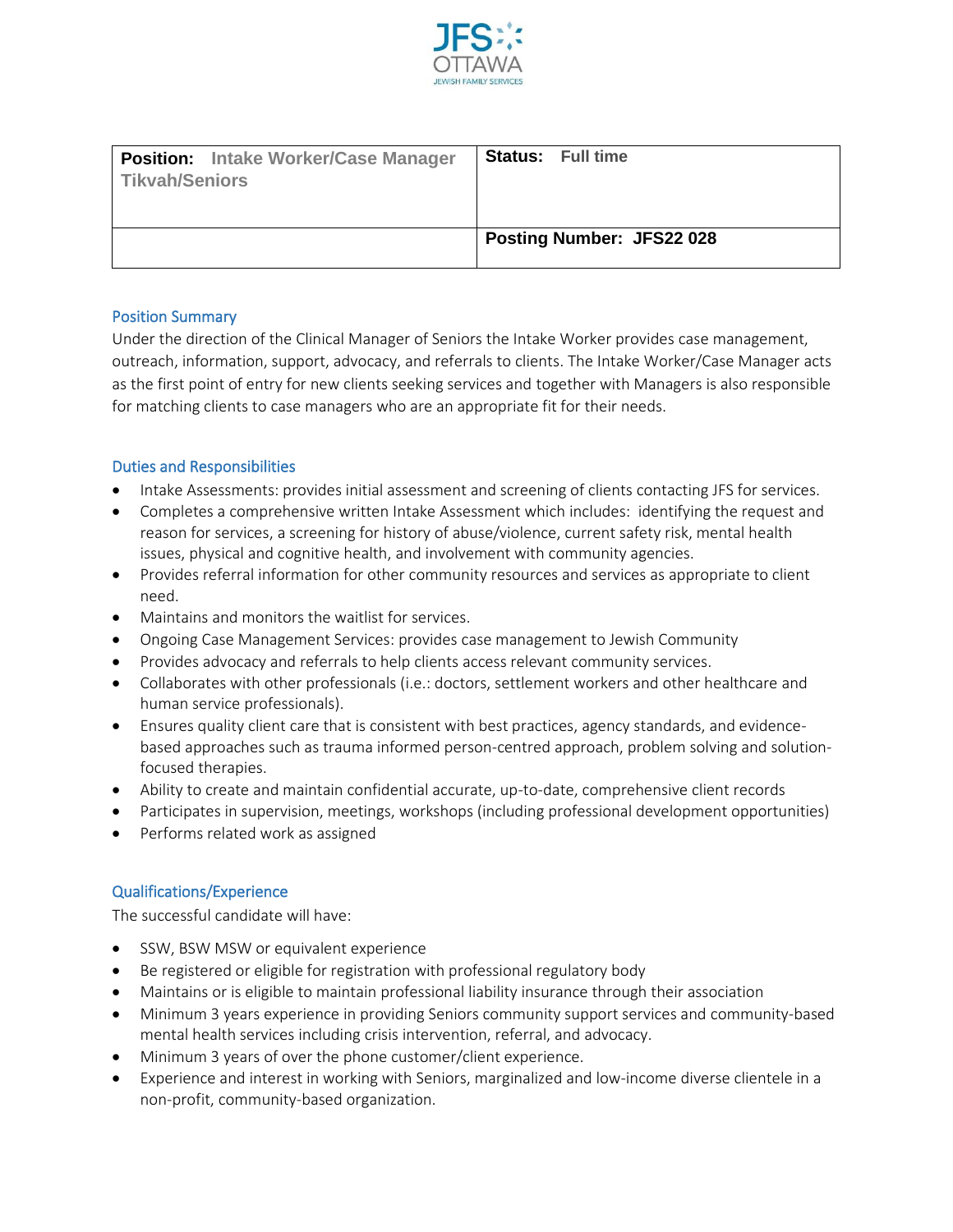JFS OTTAWA
JEWISH FAMILY SERVICES

| **Position:** Intake Worker/Case Manager Tikvah/Seniors | **Status:** Full time |
|---|---|
| | **Posting Number: JFS22 028** |

## Position Summary

Under the direction of the Clinical Manager of Seniors the Intake Worker provides case management, outreach, information, support, advocacy, and referrals to clients. The Intake Worker/Case Manager acts as the first point of entry for new clients seeking services and together with Managers is also responsible for matching clients to case managers who are an appropriate fit for their needs.

## Duties and Responsibilities

- Intake Assessments: provides initial assessment and screening of clients contacting JFS for services.
- Completes a comprehensive written Intake Assessment which includes: identifying the request and reason for services, a screening for history of abuse/violence, current safety risk, mental health issues, physical and cognitive health, and involvement with community agencies.
- Provides referral information for other community resources and services as appropriate to client need.
- Maintains and monitors the waitlist for services.
- Ongoing Case Management Services: provides case management to Jewish Community
- Provides advocacy and referrals to help clients access relevant community services.
- Collaborates with other professionals (i.e.: doctors, settlement workers and other healthcare and human service professionals).
- Ensures quality client care that is consistent with best practices, agency standards, and evidence-based approaches such as trauma informed person-centred approach, problem solving and solution-focused therapies.
- Ability to create and maintain confidential accurate, up-to-date, comprehensive client records
- Participates in supervision, meetings, workshops (including professional development opportunities)
- Performs related work as assigned

## Qualifications/Experience

The successful candidate will have:

- SSW, BSW MSW or equivalent experience
- Be registered or eligible for registration with professional regulatory body
- Maintains or is eligible to maintain professional liability insurance through their association
- Minimum 3 years experience in providing Seniors community support services and community-based mental health services including crisis intervention, referral, and advocacy.
- Minimum 3 years of over the phone customer/client experience.
- Experience and interest in working with Seniors, marginalized and low-income diverse clientele in a non-profit, community-based organization.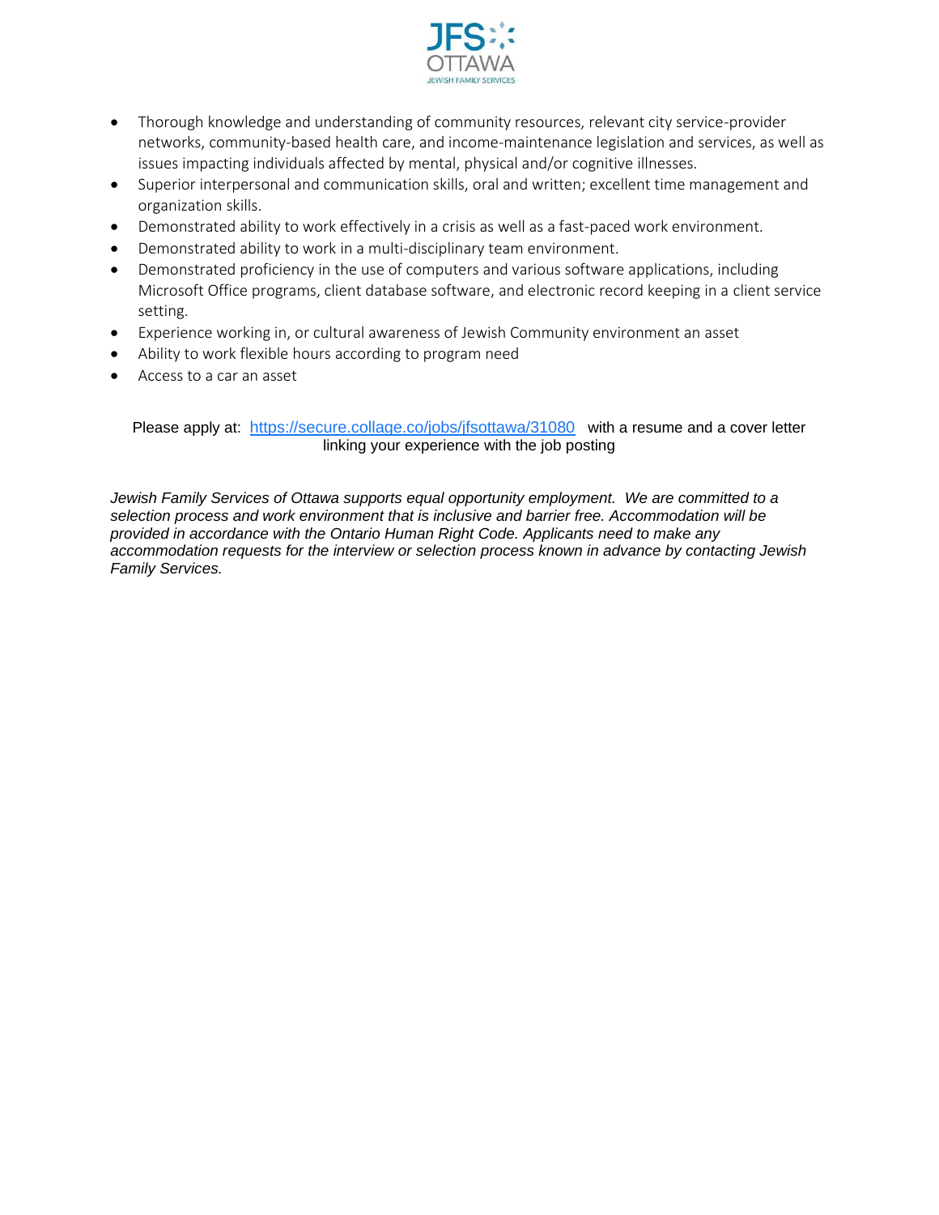- Thorough knowledge and understanding of community resources, relevant city service-provider networks, community-based health care, and income-maintenance legislation and services, as well as issues impacting individuals affected by mental, physical and/or cognitive illnesses.
- Superior interpersonal and communication skills, oral and written; excellent time management and organization skills.
- Demonstrated ability to work effectively in a crisis as well as a fast-paced work environment.
- Demonstrated ability to work in a multi-disciplinary team environment.
- Demonstrated proficiency in the use of computers and various software applications, including Microsoft Office programs, client database software, and electronic record keeping in a client service setting.
- Experience working in, or cultural awareness of Jewish Community environment an asset
- Ability to work flexible hours according to program need
- Access to a car an asset

Please apply at: https://secure.collage.co/jobs/jfsottawa/31080 with a resume and a cover letter linking your experience with the job posting

*Jewish Family Services of Ottawa supports equal opportunity employment. We are committed to a selection process and work environment that is inclusive and barrier free. Accommodation will be provided in accordance with the Ontario Human Right Code. Applicants need to make any accommodation requests for the interview or selection process known in advance by contacting Jewish Family Services.*